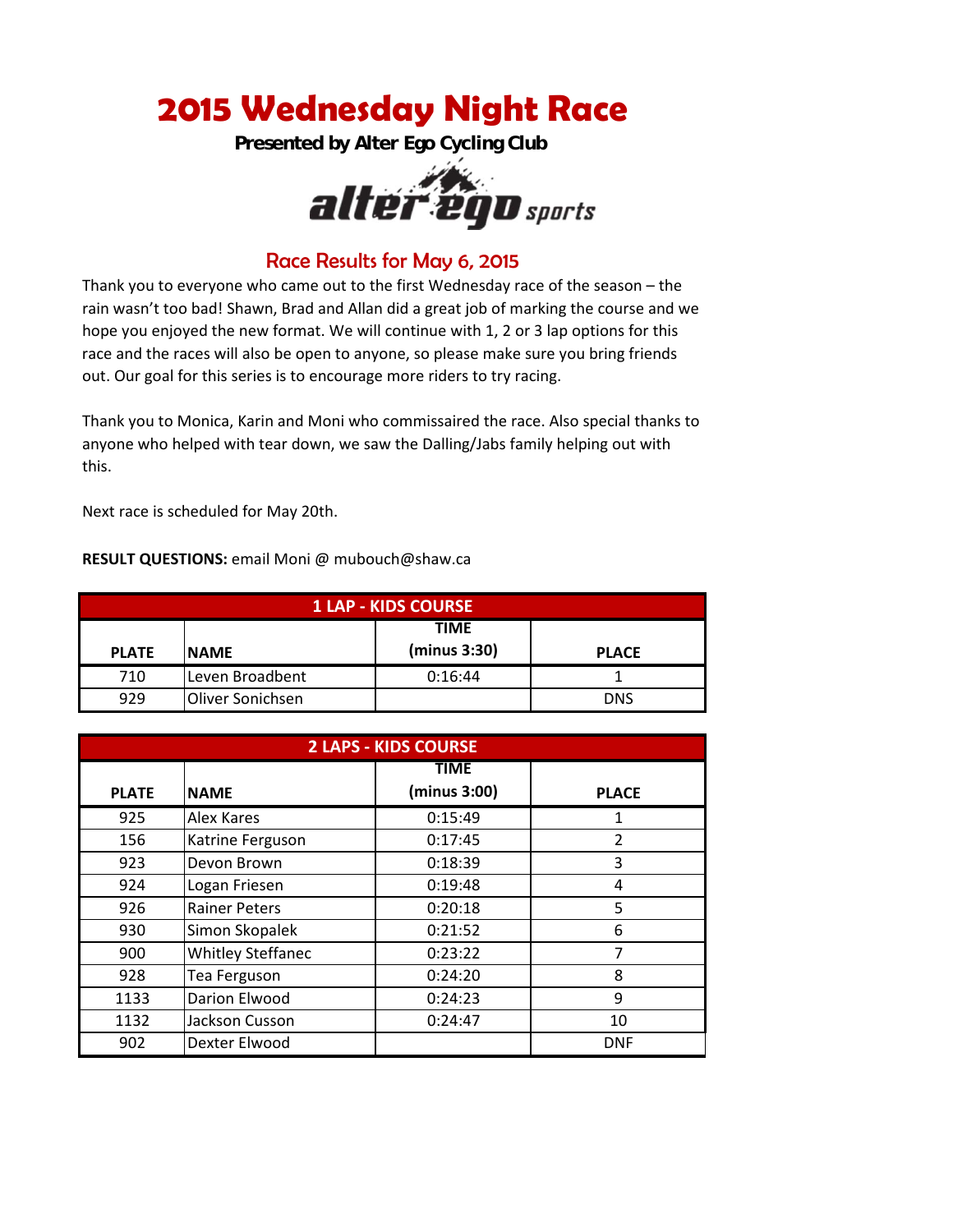# 2015 Wednesday Night Race

**Presented by Alter Ego Cycling Club**

alter ego sports

## Race Results for May 6, 2015

Thank you to everyone who came out to the first Wednesday race of the season – the rain wasn't too bad! Shawn, Brad and Allan did a great job of marking the course and we hope you enjoyed the new format. We will continue with 1, 2 or 3 lap options for this race and the races will also be open to anyone, so please make sure you bring friends out. Our goal for this series is to encourage more riders to try racing.

Thank you to Monica, Karin and Moni who commissaired the race. Also special thanks to anyone who helped with tear down, we saw the Dalling/Jabs family helping out with this.

Next race is scheduled for May 20th.

**RESULT QUESTIONS:** email Moni @ mubouch@shaw.ca

| 1 LAP - KIDS COURSE | | | |
|---|---|---|---|
| PLATE | NAME | TIME (minus 3:30) | PLACE |
| 710 | Leven Broadbent | 0:16:44 | 1 |
| 929 | Oliver Sonichsen | | DNS |

| 2 LAPS - KIDS COURSE | | | |
|---|---|---|---|
| PLATE | NAME | TIME (minus 3:00) | PLACE |
| 925 | Alex Kares | 0:15:49 | 1 |
| 156 | Katrine Ferguson | 0:17:45 | 2 |
| 923 | Devon Brown | 0:18:39 | 3 |
| 924 | Logan Friesen | 0:19:48 | 4 |
| 926 | Rainer Peters | 0:20:18 | 5 |
| 930 | Simon Skopalek | 0:21:52 | 6 |
| 900 | Whitley Steffanec | 0:23:22 | 7 |
| 928 | Tea Ferguson | 0:24:20 | 8 |
| 1133 | Darion Elwood | 0:24:23 | 9 |
| 1132 | Jackson Cusson | 0:24:47 | 10 |
| 902 | Dexter Elwood | | DNF |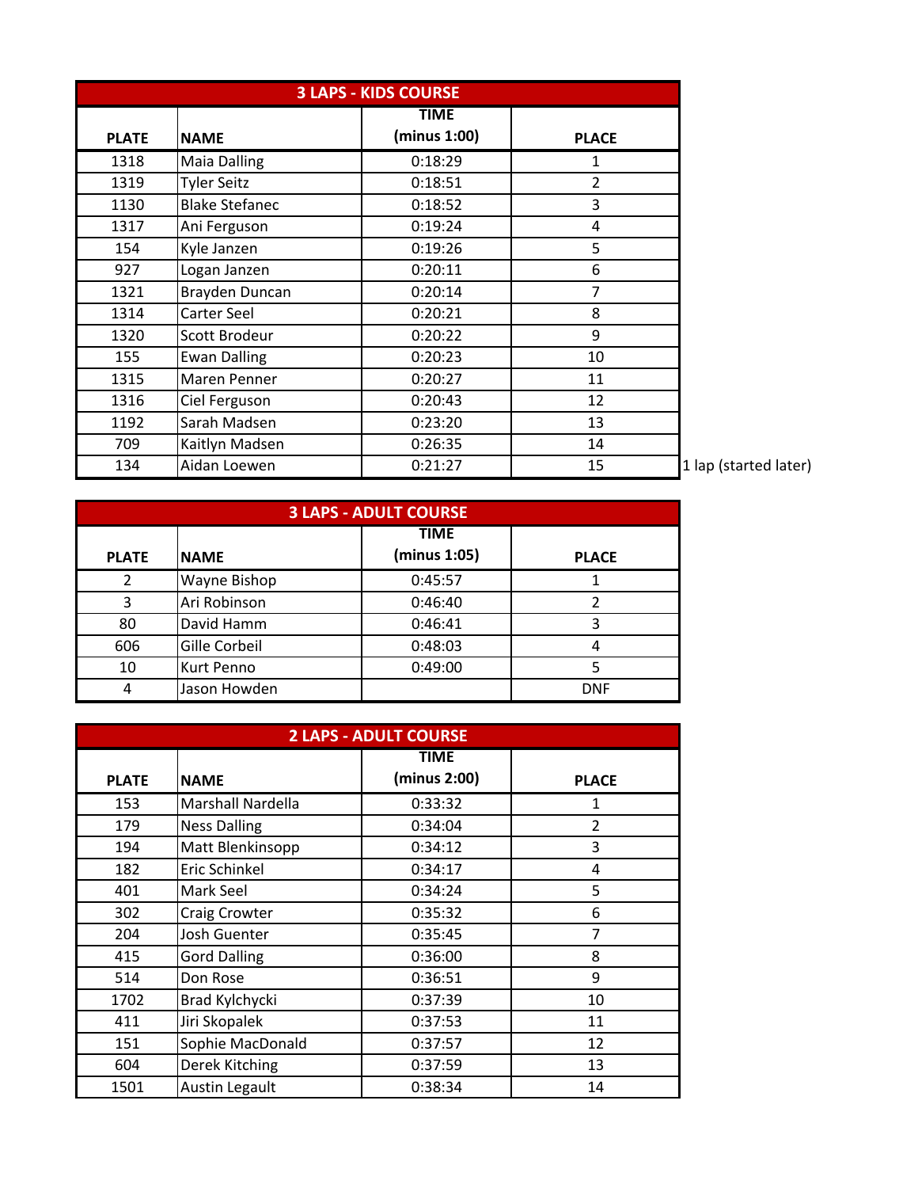| 3 LAPS - KIDS COURSE | | | | |
|---|---|---|---|---|
| PLATE | NAME | TIME (minus 1:00) | PLACE | |
| 1318 | Maia Dalling | 0:18:29 | 1 | |
| 1319 | Tyler Seitz | 0:18:51 | 2 | |
| 1130 | Blake Stefanec | 0:18:52 | 3 | |
| 1317 | Ani Ferguson | 0:19:24 | 4 | |
| 154 | Kyle Janzen | 0:19:26 | 5 | |
| 927 | Logan Janzen | 0:20:11 | 6 | |
| 1321 | Brayden Duncan | 0:20:14 | 7 | |
| 1314 | Carter Seel | 0:20:21 | 8 | |
| 1320 | Scott Brodeur | 0:20:22 | 9 | |
| 155 | Ewan Dalling | 0:20:23 | 10 | |
| 1315 | Maren Penner | 0:20:27 | 11 | |
| 1316 | Ciel Ferguson | 0:20:43 | 12 | |
| 1192 | Sarah Madsen | 0:23:20 | 13 | |
| 709 | Kaitlyn Madsen | 0:26:35 | 14 | |
| 134 | Aidan Loewen | 0:21:27 | 15 | 1 lap (started later) |

| 3 LAPS - ADULT COURSE | | | |
|---|---|---|---|
| PLATE | NAME | TIME (minus 1:05) | PLACE |
| 2 | Wayne Bishop | 0:45:57 | 1 |
| 3 | Ari Robinson | 0:46:40 | 2 |
| 80 | David Hamm | 0:46:41 | 3 |
| 606 | Gille Corbeil | 0:48:03 | 4 |
| 10 | Kurt Penno | 0:49:00 | 5 |
| 4 | Jason Howden | | DNF |

| 2 LAPS - ADULT COURSE | | | |
|---|---|---|---|
| PLATE | NAME | TIME (minus 2:00) | PLACE |
| 153 | Marshall Nardella | 0:33:32 | 1 |
| 179 | Ness Dalling | 0:34:04 | 2 |
| 194 | Matt Blenkinsopp | 0:34:12 | 3 |
| 182 | Eric Schinkel | 0:34:17 | 4 |
| 401 | Mark Seel | 0:34:24 | 5 |
| 302 | Craig Crowter | 0:35:32 | 6 |
| 204 | Josh Guenter | 0:35:45 | 7 |
| 415 | Gord Dalling | 0:36:00 | 8 |
| 514 | Don Rose | 0:36:51 | 9 |
| 1702 | Brad Kylchycki | 0:37:39 | 10 |
| 411 | Jiri Skopalek | 0:37:53 | 11 |
| 151 | Sophie MacDonald | 0:37:57 | 12 |
| 604 | Derek Kitching | 0:37:59 | 13 |
| 1501 | Austin Legault | 0:38:34 | 14 |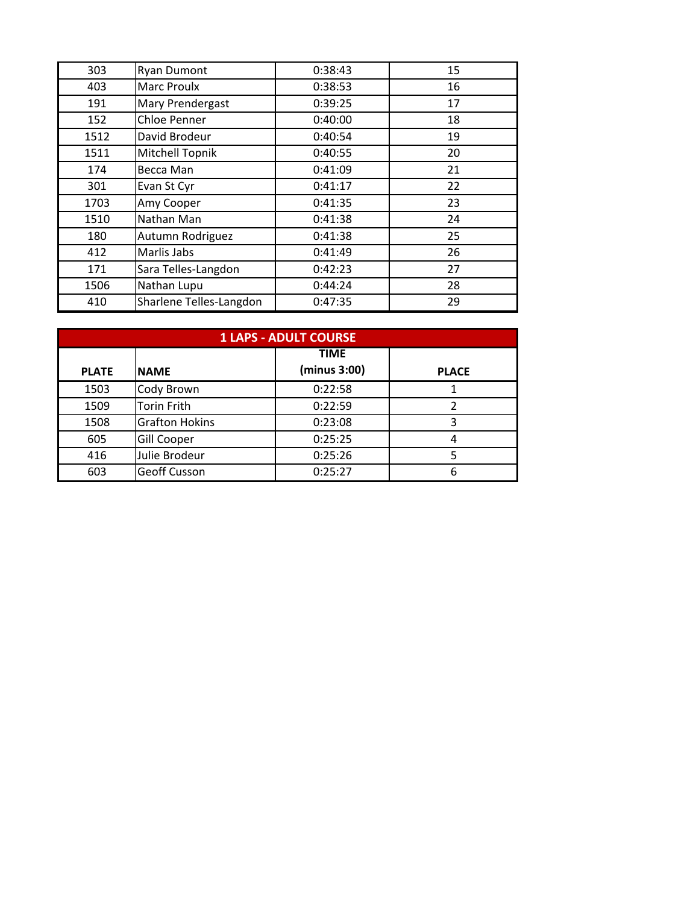| | | | |
|---|---|---|---|
| 303 | Ryan Dumont | 0:38:43 | 15 |
| 403 | Marc Proulx | 0:38:53 | 16 |
| 191 | Mary Prendergast | 0:39:25 | 17 |
| 152 | Chloe Penner | 0:40:00 | 18 |
| 1512 | David Brodeur | 0:40:54 | 19 |
| 1511 | Mitchell Topnik | 0:40:55 | 20 |
| 174 | Becca Man | 0:41:09 | 21 |
| 301 | Evan St Cyr | 0:41:17 | 22 |
| 1703 | Amy Cooper | 0:41:35 | 23 |
| 1510 | Nathan Man | 0:41:38 | 24 |
| 180 | Autumn Rodriguez | 0:41:38 | 25 |
| 412 | Marlis Jabs | 0:41:49 | 26 |
| 171 | Sara Telles-Langdon | 0:42:23 | 27 |
| 1506 | Nathan Lupu | 0:44:24 | 28 |
| 410 | Sharlene Telles-Langdon | 0:47:35 | 29 |

## 1 LAPS - ADULT COURSE

| PLATE | NAME | TIME (minus 3:00) | PLACE |
|---|---|---|---|
| 1503 | Cody Brown | 0:22:58 | 1 |
| 1509 | Torin Frith | 0:22:59 | 2 |
| 1508 | Grafton Hokins | 0:23:08 | 3 |
| 605 | Gill Cooper | 0:25:25 | 4 |
| 416 | Julie Brodeur | 0:25:26 | 5 |
| 603 | Geoff Cusson | 0:25:27 | 6 |